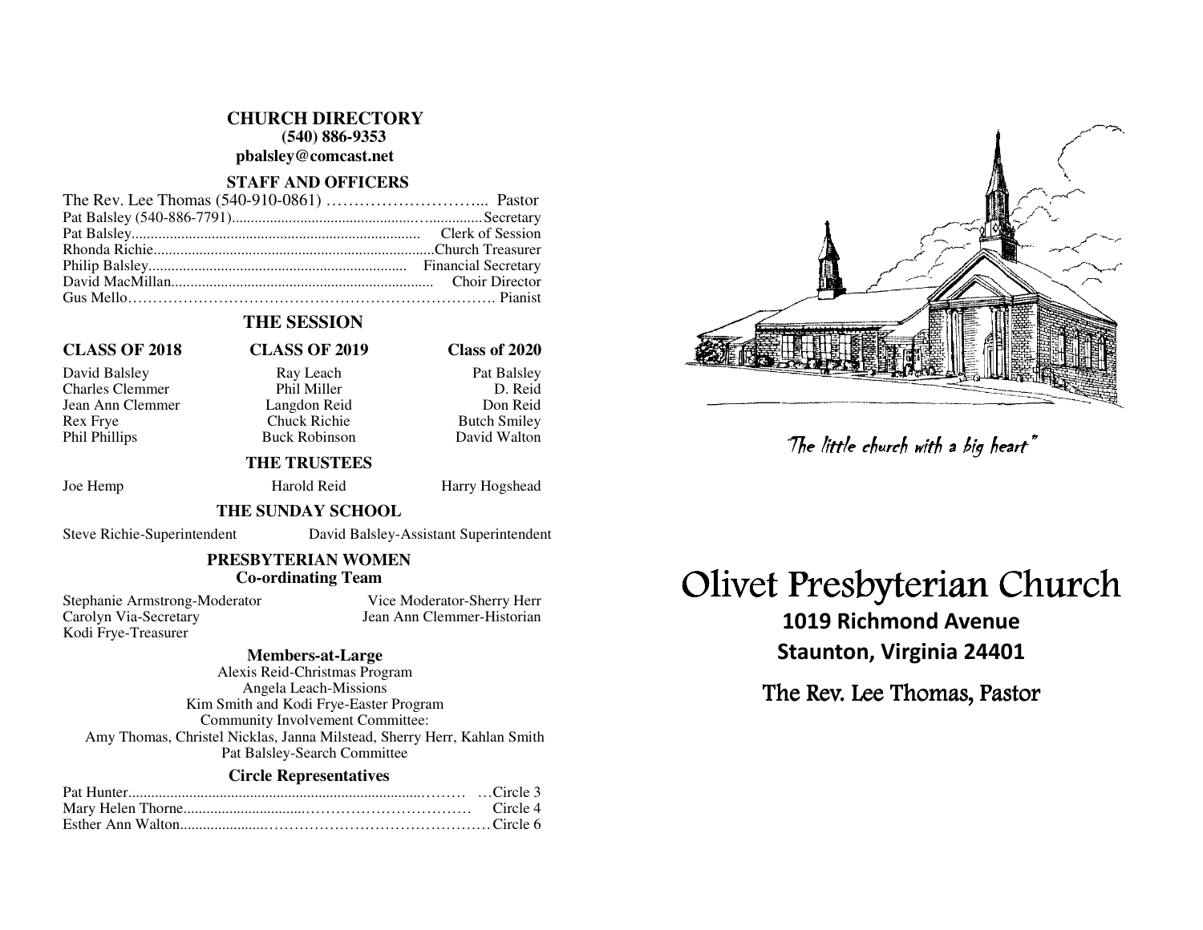## CHURCH DIRECTORY

**(540) 886-9353**

**pbalsley@comcast.net**

### STAFF AND OFFICERS

The Rev. Lee Thomas (540-910-0861) ………………………... Pastor
Pat Balsley (540-886-7791)........................................................Secretary
Pat Balsley.............................................................................. Clerk of Session
Rhonda Richie.........................................................................Church Treasurer
Philip Balsley.................................................................... Financial Secretary
David MacMillan..................................................................... Choir Director
Gus Mello………………………………………………………………. Pianist

### THE SESSION

| CLASS OF 2018 | CLASS OF 2019 | Class of 2020 |
|---|---|---|
| David Balsley | Ray Leach | Pat Balsley |
| Charles Clemmer | Phil Miller | D. Reid |
| Jean Ann Clemmer | Langdon Reid | Don Reid |
| Rex Frye | Chuck Richie | Butch Smiley |
| Phil Phillips | Buck Robinson | David Walton |

### THE TRUSTEES

Joe Hemp Harold Reid Harry Hogshead

### THE SUNDAY SCHOOL

Steve Richie-Superintendent David Balsley-Assistant Superintendent

### PRESBYTERIAN WOMEN

**Co-ordinating Team**

Stephanie Armstrong-Moderator
Vice Moderator-Sherry Herr
Carolyn Via-Secretary
Jean Ann Clemmer-Historian
Kodi Frye-Treasurer

**Members-at-Large**

Alexis Reid-Christmas Program
Angela Leach-Missions
Kim Smith and Kodi Frye-Easter Program
Community Involvement Committee:
Amy Thomas, Christel Nicklas, Janna Milstead, Sherry Herr, Kahlan Smith
Pat Balsley-Search Committee

**Circle Representatives**

Pat Hunter.........................................................................………Circle 3
Mary Helen Thorne.................................……………………… Circle 4
Esther Ann Walton......................…………………………………Circle 6

*"The little church with a big heart"*

# Olivet Presbyterian Church

**1019 Richmond Avenue**
**Staunton, Virginia 24401**

The Rev. Lee Thomas, Pastor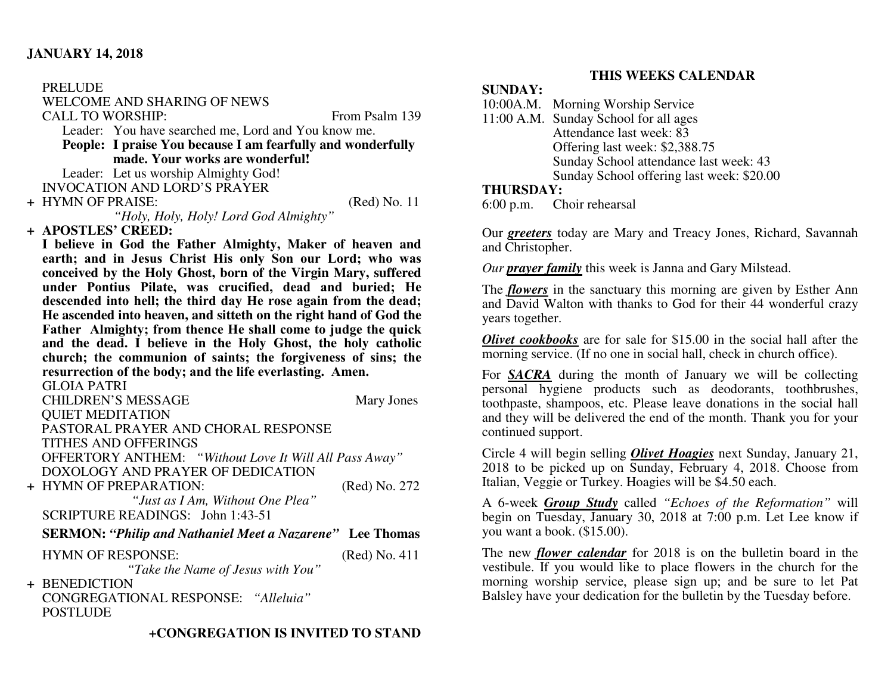**JANUARY 14, 2018**

PRELUDE
WELCOME AND SHARING OF NEWS
CALL TO WORSHIP: From Psalm 139

Leader: You have searched me, Lord and You know me.
**People: I praise You because I am fearfully and wonderfully made. Your works are wonderful!**
Leader: Let us worship Almighty God!

INVOCATION AND LORD'S PRAYER
**+** HYMN OF PRAISE: (Red) No. 11
*"Holy, Holy, Holy! Lord God Almighty"*

**+ APOSTLES' CREED:**
**I believe in God the Father Almighty, Maker of heaven and earth; and in Jesus Christ His only Son our Lord; who was conceived by the Holy Ghost, born of the Virgin Mary, suffered under Pontius Pilate, was crucified, dead and buried; He descended into hell; the third day He rose again from the dead; He ascended into heaven, and sitteth on the right hand of God the Father Almighty; from thence He shall come to judge the quick and the dead. I believe in the Holy Ghost, the holy catholic church; the communion of saints; the forgiveness of sins; the resurrection of the body; and the life everlasting. Amen.**

GLOIA PATRI
CHILDREN'S MESSAGE Mary Jones
QUIET MEDITATION
PASTORAL PRAYER AND CHORAL RESPONSE
TITHES AND OFFERINGS
OFFERTORY ANTHEM: *"Without Love It Will All Pass Away"*
DOXOLOGY AND PRAYER OF DEDICATION
**+** HYMN OF PREPARATION: (Red) No. 272
*"Just as I Am, Without One Plea"*
SCRIPTURE READINGS: John 1:43-51

**SERMON: *"Philip and Nathaniel Meet a Nazarene"* Lee Thomas**

HYMN OF RESPONSE: (Red) No. 411
*"Take the Name of Jesus with You"*
**+** BENEDICTION
CONGREGATIONAL RESPONSE: *"Alleluia"*
POSTLUDE

**+CONGREGATION IS INVITED TO STAND**

## THIS WEEKS CALENDAR

**SUNDAY:**
10:00A.M. Morning Worship Service
11:00 A.M. Sunday School for all ages
Attendance last week: 83
Offering last week: $2,388.75
Sunday School attendance last week: 43
Sunday School offering last week: $20.00

**THURSDAY:**
6:00 p.m. Choir rehearsal

Our ***greeters*** today are Mary and Treacy Jones, Richard, Savannah and Christopher.

*Our* ***prayer family*** this week is Janna and Gary Milstead.

The ***flowers*** in the sanctuary this morning are given by Esther Ann and David Walton with thanks to God for their 44 wonderful crazy years together.

***Olivet cookbooks*** are for sale for $15.00 in the social hall after the morning service. (If no one in social hall, check in church office).

For ***SACRA*** during the month of January we will be collecting personal hygiene products such as deodorants, toothbrushes, toothpaste, shampoos, etc. Please leave donations in the social hall and they will be delivered the end of the month. Thank you for your continued support.

Circle 4 will begin selling ***Olivet Hoagies*** next Sunday, January 21, 2018 to be picked up on Sunday, February 4, 2018. Choose from Italian, Veggie or Turkey. Hoagies will be $4.50 each.

A 6-week ***Group Study*** called *"Echoes of the Reformation"* will begin on Tuesday, January 30, 2018 at 7:00 p.m. Let Lee know if you want a book. ($15.00).

The new ***flower calendar*** for 2018 is on the bulletin board in the vestibule. If you would like to place flowers in the church for the morning worship service, please sign up; and be sure to let Pat Balsley have your dedication for the bulletin by the Tuesday before.